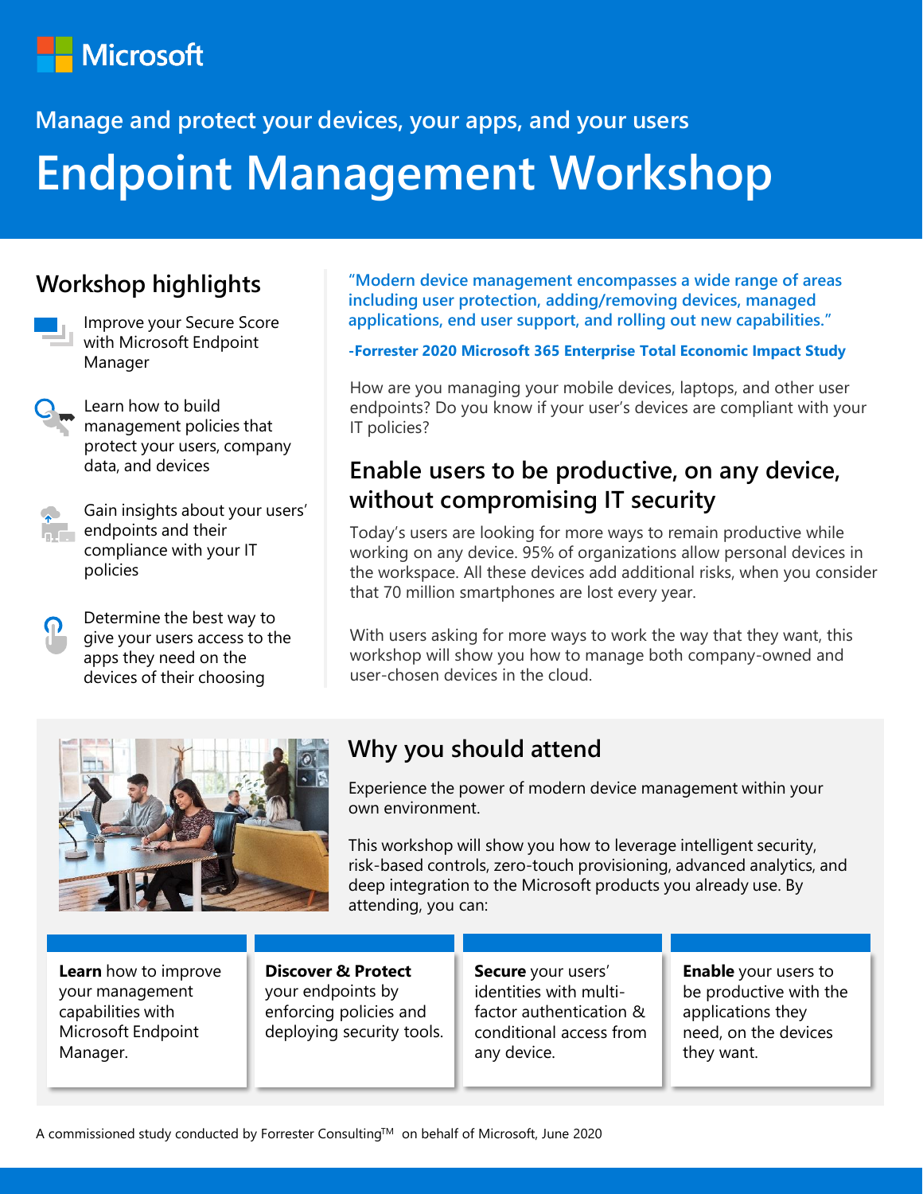Microsoft

Manage and protect your devices, your apps, and your users

# Endpoint Management Workshop

## Workshop highlights

- Improve your Secure Score with Microsoft Endpoint Manager
- Learn how to build management policies that protect your users, company data, and devices
- Gain insights about your users' endpoints and their compliance with your IT policies
- Determine the best way to give your users access to the apps they need on the devices of their choosing

"Modern device management encompasses a wide range of areas including user protection, adding/removing devices, managed applications, end user support, and rolling out new capabilities."

**-Forrester 2020 Microsoft 365 Enterprise Total Economic Impact Study**

How are you managing your mobile devices, laptops, and other user endpoints? Do you know if your user's devices are compliant with your IT policies?

## Enable users to be productive, on any device, without compromising IT security

Today's users are looking for more ways to remain productive while working on any device. 95% of organizations allow personal devices in the workspace. All these devices add additional risks, when you consider that 70 million smartphones are lost every year.

With users asking for more ways to work the way that they want, this workshop will show you how to manage both company-owned and user-chosen devices in the cloud.

## Why you should attend

Experience the power of modern device management within your own environment.

This workshop will show you how to leverage intelligent security, risk-based controls, zero-touch provisioning, advanced analytics, and deep integration to the Microsoft products you already use. By attending, you can:

- **Learn** how to improve your management capabilities with Microsoft Endpoint Manager.
- **Discover & Protect** your endpoints by enforcing policies and deploying security tools.
- **Secure** your users' identities with multi-factor authentication & conditional access from any device.
- **Enable** your users to be productive with the applications they need, on the devices they want.

A commissioned study conducted by Forrester Consulting™ on behalf of Microsoft, June 2020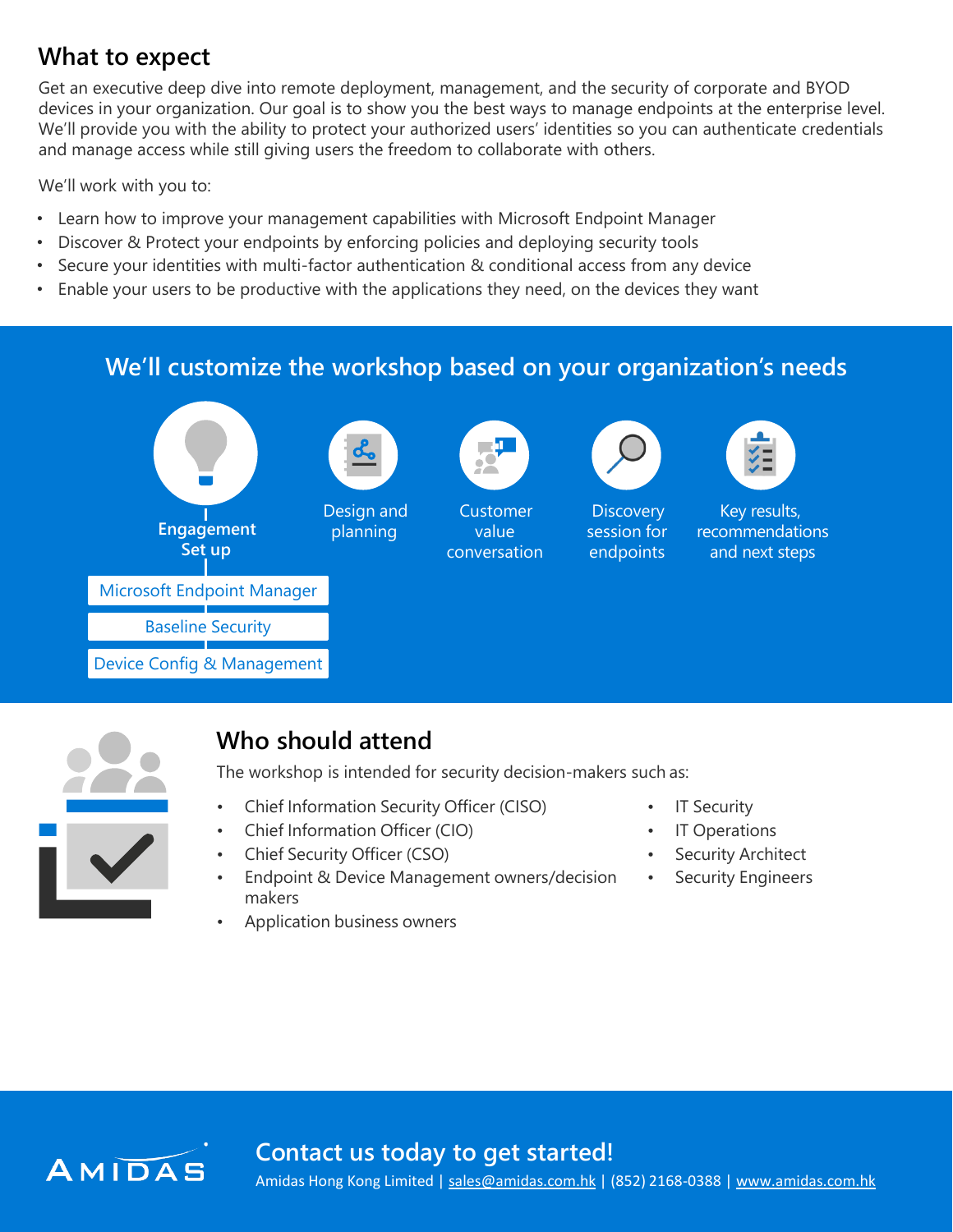## What to expect

Get an executive deep dive into remote deployment, management, and the security of corporate and BYOD devices in your organization. Our goal is to show you the best ways to manage endpoints at the enterprise level. We'll provide you with the ability to protect your authorized users' identities so you can authenticate credentials and manage access while still giving users the freedom to collaborate with others.

We'll work with you to:

- Learn how to improve your management capabilities with Microsoft Endpoint Manager
- Discover & Protect your endpoints by enforcing policies and deploying security tools
- Secure your identities with multi-factor authentication & conditional access from any device
- Enable your users to be productive with the applications they need, on the devices they want

## We'll customize the workshop based on your organization's needs

**Engagement Set up**

- Microsoft Endpoint Manager
- Baseline Security
- Device Config & Management

Design and planning

Customer value conversation

Discovery session for endpoints

Key results, recommendations and next steps

## Who should attend

The workshop is intended for security decision-makers such as:

- Chief Information Security Officer (CISO)
- Chief Information Officer (CIO)
- Chief Security Officer (CSO)
- Endpoint & Device Management owners/decision makers
- Application business owners
- IT Security
- IT Operations
- Security Architect
- Security Engineers

AMIDAS

## Contact us today to get started!

Amidas Hong Kong Limited | sales@amidas.com.hk | (852) 2168-0388 | www.amidas.com.hk